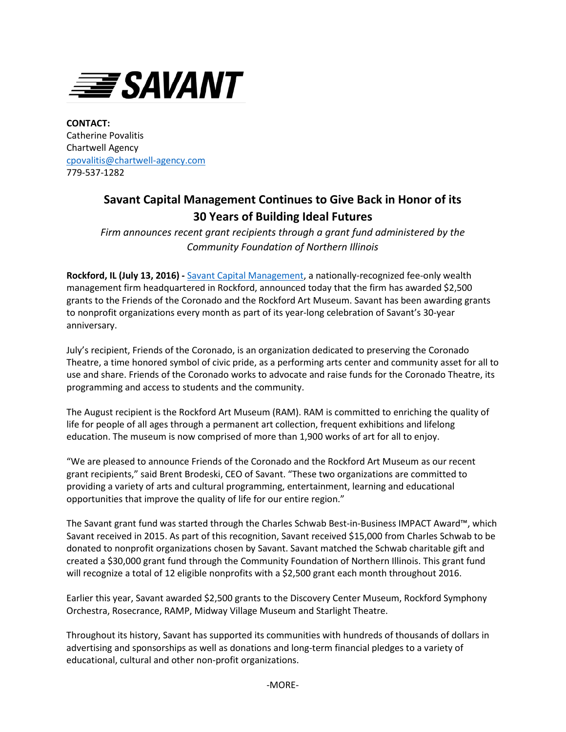# SAVANT

**CONTACT:**
Catherine Povalitis
Chartwell Agency
cpovalitis@chartwell-agency.com
779-537-1282

## Savant Capital Management Continues to Give Back in Honor of its 30 Years of Building Ideal Futures

*Firm announces recent grant recipients through a grant fund administered by the Community Foundation of Northern Illinois*

**Rockford, IL (July 13, 2016) -** Savant Capital Management, a nationally-recognized fee-only wealth management firm headquartered in Rockford, announced today that the firm has awarded $2,500 grants to the Friends of the Coronado and the Rockford Art Museum. Savant has been awarding grants to nonprofit organizations every month as part of its year-long celebration of Savant's 30-year anniversary.

July's recipient, Friends of the Coronado, is an organization dedicated to preserving the Coronado Theatre, a time honored symbol of civic pride, as a performing arts center and community asset for all to use and share. Friends of the Coronado works to advocate and raise funds for the Coronado Theatre, its programming and access to students and the community.

The August recipient is the Rockford Art Museum (RAM). RAM is committed to enriching the quality of life for people of all ages through a permanent art collection, frequent exhibitions and lifelong education. The museum is now comprised of more than 1,900 works of art for all to enjoy.

"We are pleased to announce Friends of the Coronado and the Rockford Art Museum as our recent grant recipients," said Brent Brodeski, CEO of Savant. "These two organizations are committed to providing a variety of arts and cultural programming, entertainment, learning and educational opportunities that improve the quality of life for our entire region."

The Savant grant fund was started through the Charles Schwab Best-in-Business IMPACT Award™, which Savant received in 2015. As part of this recognition, Savant received $15,000 from Charles Schwab to be donated to nonprofit organizations chosen by Savant. Savant matched the Schwab charitable gift and created a $30,000 grant fund through the Community Foundation of Northern Illinois. This grant fund will recognize a total of 12 eligible nonprofits with a $2,500 grant each month throughout 2016.

Earlier this year, Savant awarded $2,500 grants to the Discovery Center Museum, Rockford Symphony Orchestra, Rosecrance, RAMP, Midway Village Museum and Starlight Theatre.

Throughout its history, Savant has supported its communities with hundreds of thousands of dollars in advertising and sponsorships as well as donations and long-term financial pledges to a variety of educational, cultural and other non-profit organizations.

-MORE-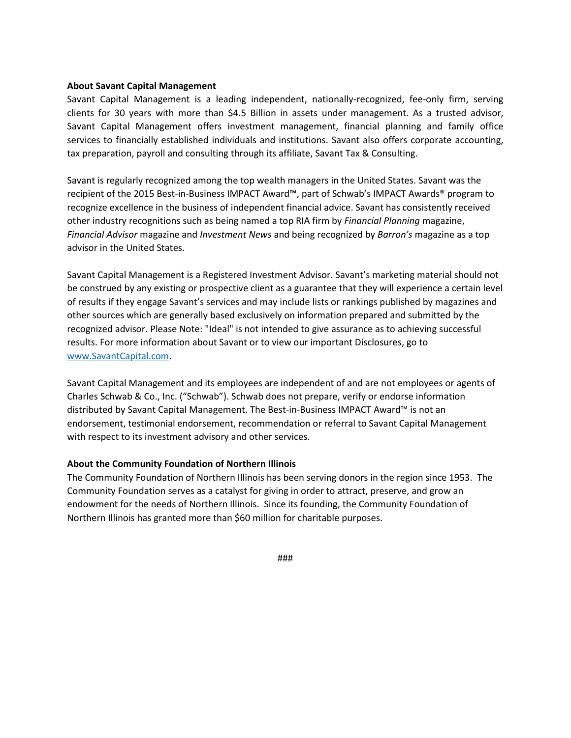**About Savant Capital Management**

Savant Capital Management is a leading independent, nationally-recognized, fee-only firm, serving clients for 30 years with more than $4.5 Billion in assets under management. As a trusted advisor, Savant Capital Management offers investment management, financial planning and family office services to financially established individuals and institutions. Savant also offers corporate accounting, tax preparation, payroll and consulting through its affiliate, Savant Tax & Consulting.

Savant is regularly recognized among the top wealth managers in the United States. Savant was the recipient of the 2015 Best-in-Business IMPACT Award™, part of Schwab's IMPACT Awards® program to recognize excellence in the business of independent financial advice. Savant has consistently received other industry recognitions such as being named a top RIA firm by *Financial Planning* magazine, *Financial Advisor* magazine and *Investment News* and being recognized by *Barron's* magazine as a top advisor in the United States.

Savant Capital Management is a Registered Investment Advisor. Savant's marketing material should not be construed by any existing or prospective client as a guarantee that they will experience a certain level of results if they engage Savant's services and may include lists or rankings published by magazines and other sources which are generally based exclusively on information prepared and submitted by the recognized advisor. Please Note: "Ideal" is not intended to give assurance as to achieving successful results. For more information about Savant or to view our important Disclosures, go to [www.SavantCapital.com](http://www.SavantCapital.com).

Savant Capital Management and its employees are independent of and are not employees or agents of Charles Schwab & Co., Inc. ("Schwab"). Schwab does not prepare, verify or endorse information distributed by Savant Capital Management. The Best-in-Business IMPACT Award™ is not an endorsement, testimonial endorsement, recommendation or referral to Savant Capital Management with respect to its investment advisory and other services.

**About the Community Foundation of Northern Illinois**

The Community Foundation of Northern Illinois has been serving donors in the region since 1953. The Community Foundation serves as a catalyst for giving in order to attract, preserve, and grow an endowment for the needs of Northern Illinois. Since its founding, the Community Foundation of Northern Illinois has granted more than $60 million for charitable purposes.

###